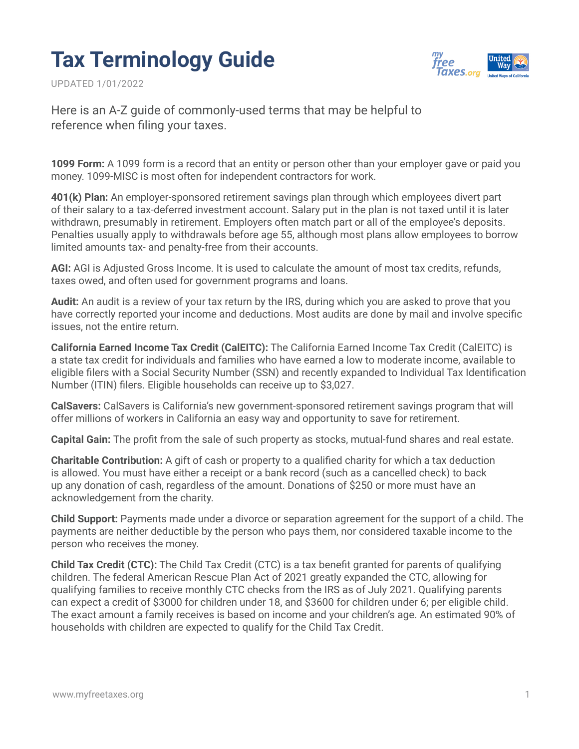# Tax Terminology Guide

UPDATED 1/01/2022

Here is an A-Z guide of commonly-used terms that may be helpful to reference when filing your taxes.

**1099 Form:** A 1099 form is a record that an entity or person other than your employer gave or paid you money. 1099-MISC is most often for independent contractors for work.

**401(k) Plan:** An employer-sponsored retirement savings plan through which employees divert part of their salary to a tax-deferred investment account. Salary put in the plan is not taxed until it is later withdrawn, presumably in retirement. Employers often match part or all of the employee's deposits. Penalties usually apply to withdrawals before age 55, although most plans allow employees to borrow limited amounts tax- and penalty-free from their accounts.

**AGI:** AGI is Adjusted Gross Income. It is used to calculate the amount of most tax credits, refunds, taxes owed, and often used for government programs and loans.

**Audit:** An audit is a review of your tax return by the IRS, during which you are asked to prove that you have correctly reported your income and deductions. Most audits are done by mail and involve specific issues, not the entire return.

**California Earned Income Tax Credit (CalEITC):** The California Earned Income Tax Credit (CalEITC) is a state tax credit for individuals and families who have earned a low to moderate income, available to eligible filers with a Social Security Number (SSN) and recently expanded to Individual Tax Identification Number (ITIN) filers. Eligible households can receive up to $3,027.

**CalSavers:** CalSavers is California's new government-sponsored retirement savings program that will offer millions of workers in California an easy way and opportunity to save for retirement.

**Capital Gain:** The profit from the sale of such property as stocks, mutual-fund shares and real estate.

**Charitable Contribution:** A gift of cash or property to a qualified charity for which a tax deduction is allowed. You must have either a receipt or a bank record (such as a cancelled check) to back up any donation of cash, regardless of the amount. Donations of $250 or more must have an acknowledgement from the charity.

**Child Support:** Payments made under a divorce or separation agreement for the support of a child. The payments are neither deductible by the person who pays them, nor considered taxable income to the person who receives the money.

**Child Tax Credit (CTC):** The Child Tax Credit (CTC) is a tax benefit granted for parents of qualifying children. The federal American Rescue Plan Act of 2021 greatly expanded the CTC, allowing for qualifying families to receive monthly CTC checks from the IRS as of July 2021. Qualifying parents can expect a credit of $3000 for children under 18, and $3600 for children under 6; per eligible child. The exact amount a family receives is based on income and your children's age. An estimated 90% of households with children are expected to qualify for the Child Tax Credit.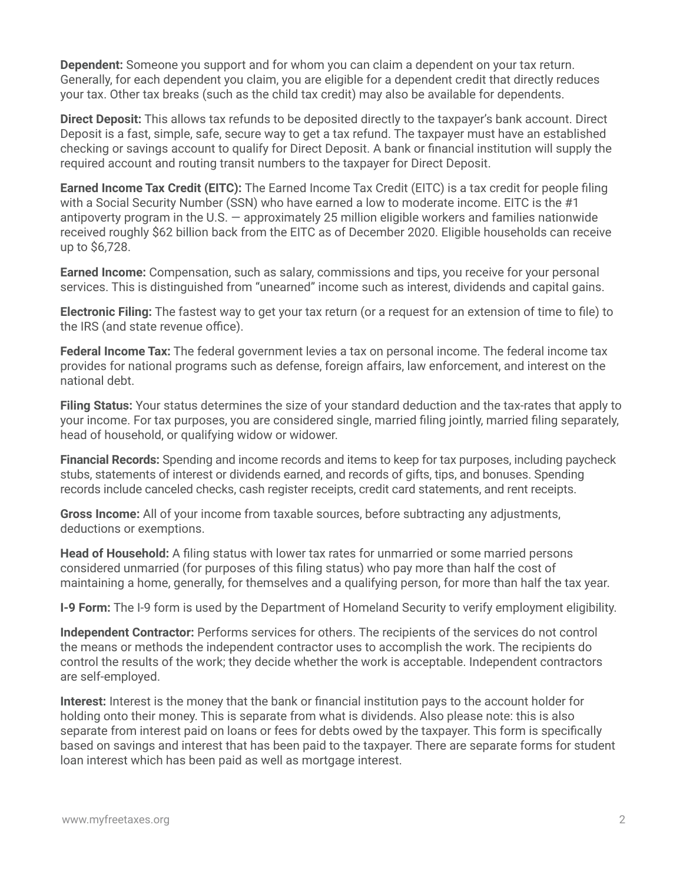**Dependent:** Someone you support and for whom you can claim a dependent on your tax return. Generally, for each dependent you claim, you are eligible for a dependent credit that directly reduces your tax. Other tax breaks (such as the child tax credit) may also be available for dependents.

**Direct Deposit:** This allows tax refunds to be deposited directly to the taxpayer's bank account. Direct Deposit is a fast, simple, safe, secure way to get a tax refund. The taxpayer must have an established checking or savings account to qualify for Direct Deposit. A bank or financial institution will supply the required account and routing transit numbers to the taxpayer for Direct Deposit.

**Earned Income Tax Credit (EITC):** The Earned Income Tax Credit (EITC) is a tax credit for people filing with a Social Security Number (SSN) who have earned a low to moderate income. EITC is the #1 antipoverty program in the U.S. — approximately 25 million eligible workers and families nationwide received roughly $62 billion back from the EITC as of December 2020. Eligible households can receive up to $6,728.

**Earned Income:** Compensation, such as salary, commissions and tips, you receive for your personal services. This is distinguished from "unearned" income such as interest, dividends and capital gains.

**Electronic Filing:** The fastest way to get your tax return (or a request for an extension of time to file) to the IRS (and state revenue office).

**Federal Income Tax:** The federal government levies a tax on personal income. The federal income tax provides for national programs such as defense, foreign affairs, law enforcement, and interest on the national debt.

**Filing Status:** Your status determines the size of your standard deduction and the tax-rates that apply to your income. For tax purposes, you are considered single, married filing jointly, married filing separately, head of household, or qualifying widow or widower.

**Financial Records:** Spending and income records and items to keep for tax purposes, including paycheck stubs, statements of interest or dividends earned, and records of gifts, tips, and bonuses. Spending records include canceled checks, cash register receipts, credit card statements, and rent receipts.

**Gross Income:** All of your income from taxable sources, before subtracting any adjustments, deductions or exemptions.

**Head of Household:** A filing status with lower tax rates for unmarried or some married persons considered unmarried (for purposes of this filing status) who pay more than half the cost of maintaining a home, generally, for themselves and a qualifying person, for more than half the tax year.

**I-9 Form:** The I-9 form is used by the Department of Homeland Security to verify employment eligibility.

**Independent Contractor:** Performs services for others. The recipients of the services do not control the means or methods the independent contractor uses to accomplish the work. The recipients do control the results of the work; they decide whether the work is acceptable. Independent contractors are self-employed.

**Interest:** Interest is the money that the bank or financial institution pays to the account holder for holding onto their money. This is separate from what is dividends. Also please note: this is also separate from interest paid on loans or fees for debts owed by the taxpayer. This form is specifically based on savings and interest that has been paid to the taxpayer. There are separate forms for student loan interest which has been paid as well as mortgage interest.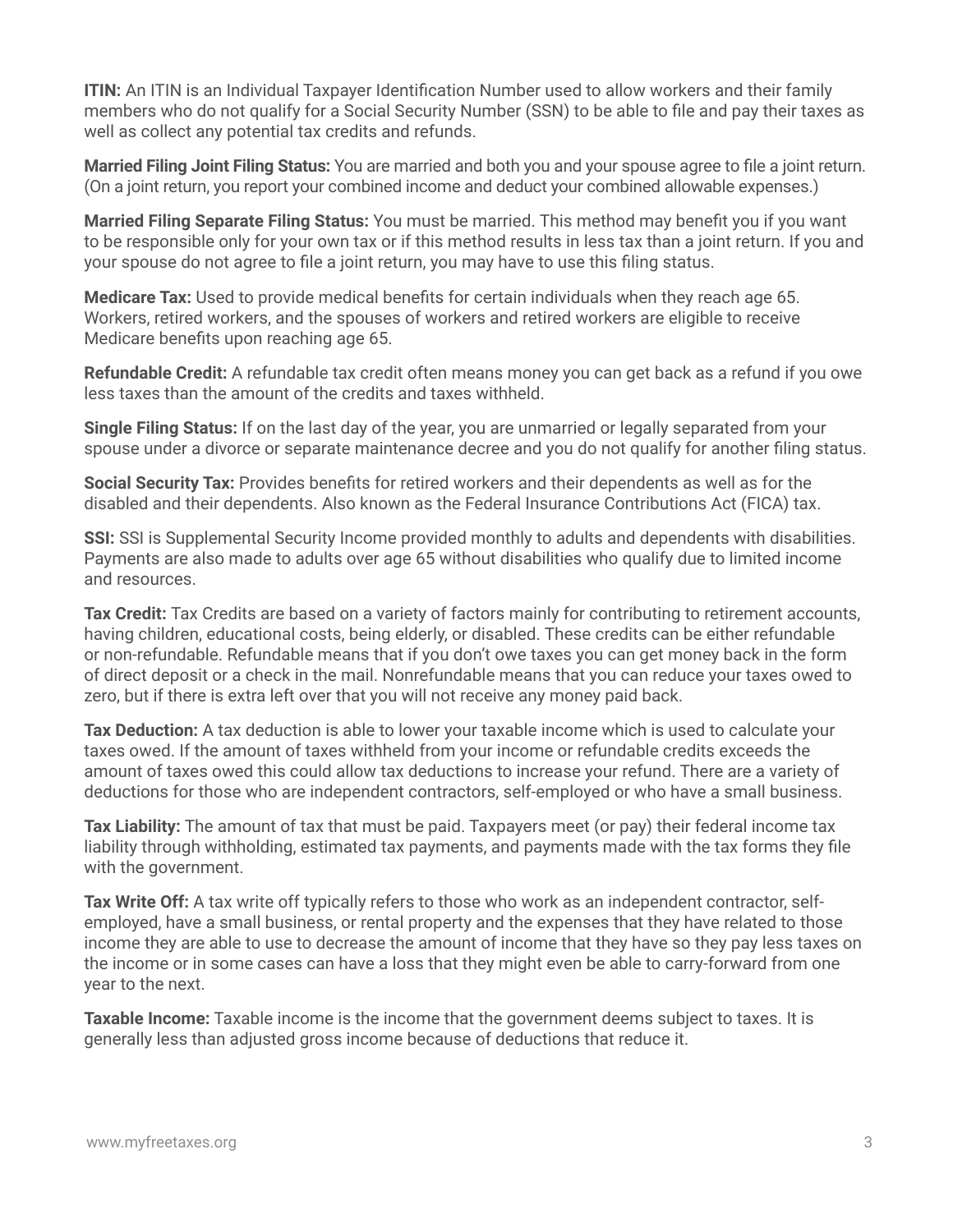**ITIN:** An ITIN is an Individual Taxpayer Identification Number used to allow workers and their family members who do not qualify for a Social Security Number (SSN) to be able to file and pay their taxes as well as collect any potential tax credits and refunds.

**Married Filing Joint Filing Status:** You are married and both you and your spouse agree to file a joint return. (On a joint return, you report your combined income and deduct your combined allowable expenses.)

**Married Filing Separate Filing Status:** You must be married. This method may benefit you if you want to be responsible only for your own tax or if this method results in less tax than a joint return. If you and your spouse do not agree to file a joint return, you may have to use this filing status.

**Medicare Tax:** Used to provide medical benefits for certain individuals when they reach age 65. Workers, retired workers, and the spouses of workers and retired workers are eligible to receive Medicare benefits upon reaching age 65.

**Refundable Credit:** A refundable tax credit often means money you can get back as a refund if you owe less taxes than the amount of the credits and taxes withheld.

**Single Filing Status:** If on the last day of the year, you are unmarried or legally separated from your spouse under a divorce or separate maintenance decree and you do not qualify for another filing status.

**Social Security Tax:** Provides benefits for retired workers and their dependents as well as for the disabled and their dependents. Also known as the Federal Insurance Contributions Act (FICA) tax.

**SSI:** SSI is Supplemental Security Income provided monthly to adults and dependents with disabilities. Payments are also made to adults over age 65 without disabilities who qualify due to limited income and resources.

**Tax Credit:** Tax Credits are based on a variety of factors mainly for contributing to retirement accounts, having children, educational costs, being elderly, or disabled. These credits can be either refundable or non-refundable. Refundable means that if you don't owe taxes you can get money back in the form of direct deposit or a check in the mail. Nonrefundable means that you can reduce your taxes owed to zero, but if there is extra left over that you will not receive any money paid back.

**Tax Deduction:** A tax deduction is able to lower your taxable income which is used to calculate your taxes owed. If the amount of taxes withheld from your income or refundable credits exceeds the amount of taxes owed this could allow tax deductions to increase your refund. There are a variety of deductions for those who are independent contractors, self-employed or who have a small business.

**Tax Liability:** The amount of tax that must be paid. Taxpayers meet (or pay) their federal income tax liability through withholding, estimated tax payments, and payments made with the tax forms they file with the government.

**Tax Write Off:** A tax write off typically refers to those who work as an independent contractor, self-employed, have a small business, or rental property and the expenses that they have related to those income they are able to use to decrease the amount of income that they have so they pay less taxes on the income or in some cases can have a loss that they might even be able to carry-forward from one year to the next.

**Taxable Income:** Taxable income is the income that the government deems subject to taxes. It is generally less than adjusted gross income because of deductions that reduce it.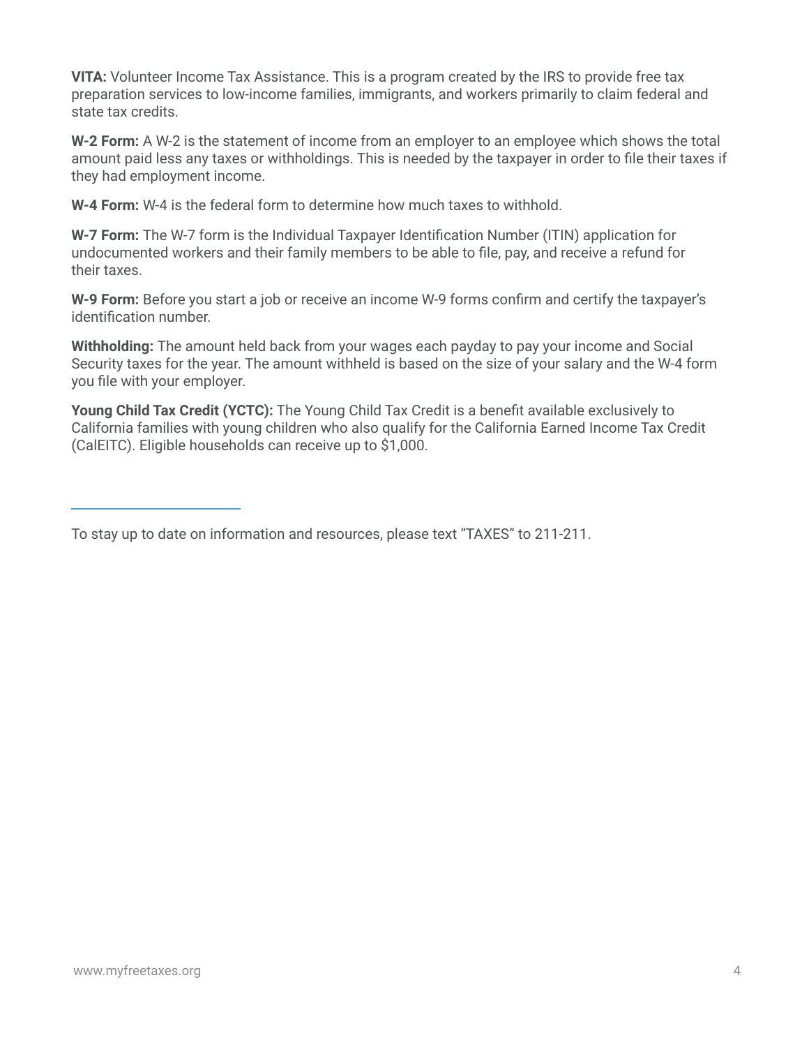**VITA:** Volunteer Income Tax Assistance. This is a program created by the IRS to provide free tax preparation services to low-income families, immigrants, and workers primarily to claim federal and state tax credits.

**W-2 Form:** A W-2 is the statement of income from an employer to an employee which shows the total amount paid less any taxes or withholdings. This is needed by the taxpayer in order to file their taxes if they had employment income.

**W-4 Form:** W-4 is the federal form to determine how much taxes to withhold.

**W-7 Form:** The W-7 form is the Individual Taxpayer Identification Number (ITIN) application for undocumented workers and their family members to be able to file, pay, and receive a refund for their taxes.

**W-9 Form:** Before you start a job or receive an income W-9 forms confirm and certify the taxpayer's identification number.

**Withholding:** The amount held back from your wages each payday to pay your income and Social Security taxes for the year. The amount withheld is based on the size of your salary and the W-4 form you file with your employer.

**Young Child Tax Credit (YCTC):** The Young Child Tax Credit is a benefit available exclusively to California families with young children who also qualify for the California Earned Income Tax Credit (CalEITC). Eligible households can receive up to $1,000.

---

To stay up to date on information and resources, please text "TAXES" to 211-211.